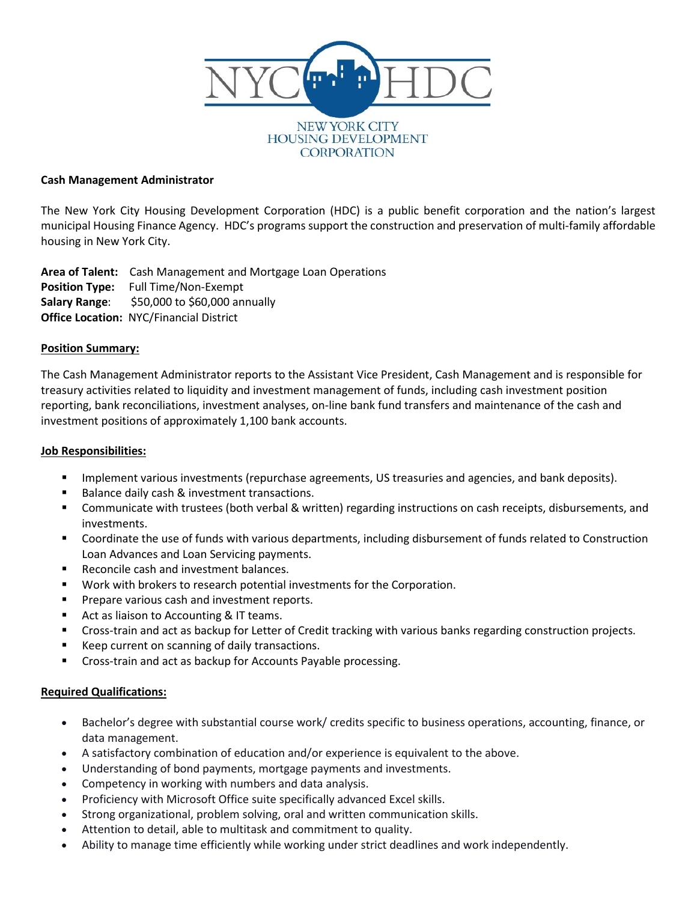NYC HDC

NEW YORK CITY HOUSING DEVELOPMENT CORPORATION

**Cash Management Administrator**

The New York City Housing Development Corporation (HDC) is a public benefit corporation and the nation's largest municipal Housing Finance Agency. HDC's programs support the construction and preservation of multi-family affordable housing in New York City.

**Area of Talent:** Cash Management and Mortgage Loan Operations
**Position Type:** Full Time/Non-Exempt
**Salary Range**: $50,000 to $60,000 annually
**Office Location:** NYC/Financial District

## Position Summary:

The Cash Management Administrator reports to the Assistant Vice President, Cash Management and is responsible for treasury activities related to liquidity and investment management of funds, including cash investment position reporting, bank reconciliations, investment analyses, on-line bank fund transfers and maintenance of the cash and investment positions of approximately 1,100 bank accounts.

## Job Responsibilities:

- Implement various investments (repurchase agreements, US treasuries and agencies, and bank deposits).
- Balance daily cash & investment transactions.
- Communicate with trustees (both verbal & written) regarding instructions on cash receipts, disbursements, and investments.
- Coordinate the use of funds with various departments, including disbursement of funds related to Construction Loan Advances and Loan Servicing payments.
- Reconcile cash and investment balances.
- Work with brokers to research potential investments for the Corporation.
- Prepare various cash and investment reports.
- Act as liaison to Accounting & IT teams.
- Cross-train and act as backup for Letter of Credit tracking with various banks regarding construction projects.
- Keep current on scanning of daily transactions.
- Cross-train and act as backup for Accounts Payable processing.

## Required Qualifications:

- Bachelor's degree with substantial course work/ credits specific to business operations, accounting, finance, or data management.
- A satisfactory combination of education and/or experience is equivalent to the above.
- Understanding of bond payments, mortgage payments and investments.
- Competency in working with numbers and data analysis.
- Proficiency with Microsoft Office suite specifically advanced Excel skills.
- Strong organizational, problem solving, oral and written communication skills.
- Attention to detail, able to multitask and commitment to quality.
- Ability to manage time efficiently while working under strict deadlines and work independently.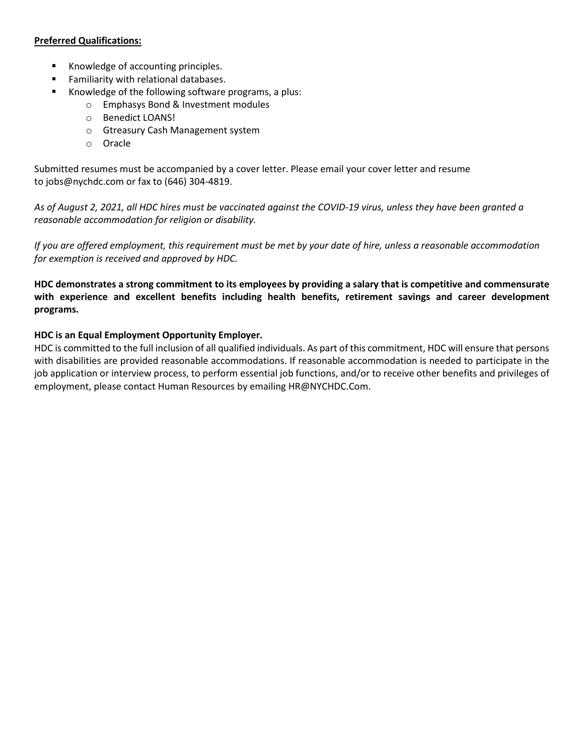**Preferred Qualifications:**

- Knowledge of accounting principles.
- Familiarity with relational databases.
- Knowledge of the following software programs, a plus:
  - Emphasys Bond & Investment modules
  - Benedict LOANS!
  - Gtreasury Cash Management system
  - Oracle

Submitted resumes must be accompanied by a cover letter. Please email your cover letter and resume to jobs@nychdc.com or fax to (646) 304-4819.

*As of August 2, 2021, all HDC hires must be vaccinated against the COVID-19 virus, unless they have been granted a reasonable accommodation for religion or disability.*

*If you are offered employment, this requirement must be met by your date of hire, unless a reasonable accommodation for exemption is received and approved by HDC.*

**HDC demonstrates a strong commitment to its employees by providing a salary that is competitive and commensurate with experience and excellent benefits including health benefits, retirement savings and career development programs.**

**HDC is an Equal Employment Opportunity Employer.**

HDC is committed to the full inclusion of all qualified individuals. As part of this commitment, HDC will ensure that persons with disabilities are provided reasonable accommodations. If reasonable accommodation is needed to participate in the job application or interview process, to perform essential job functions, and/or to receive other benefits and privileges of employment, please contact Human Resources by emailing HR@NYCHDC.Com.